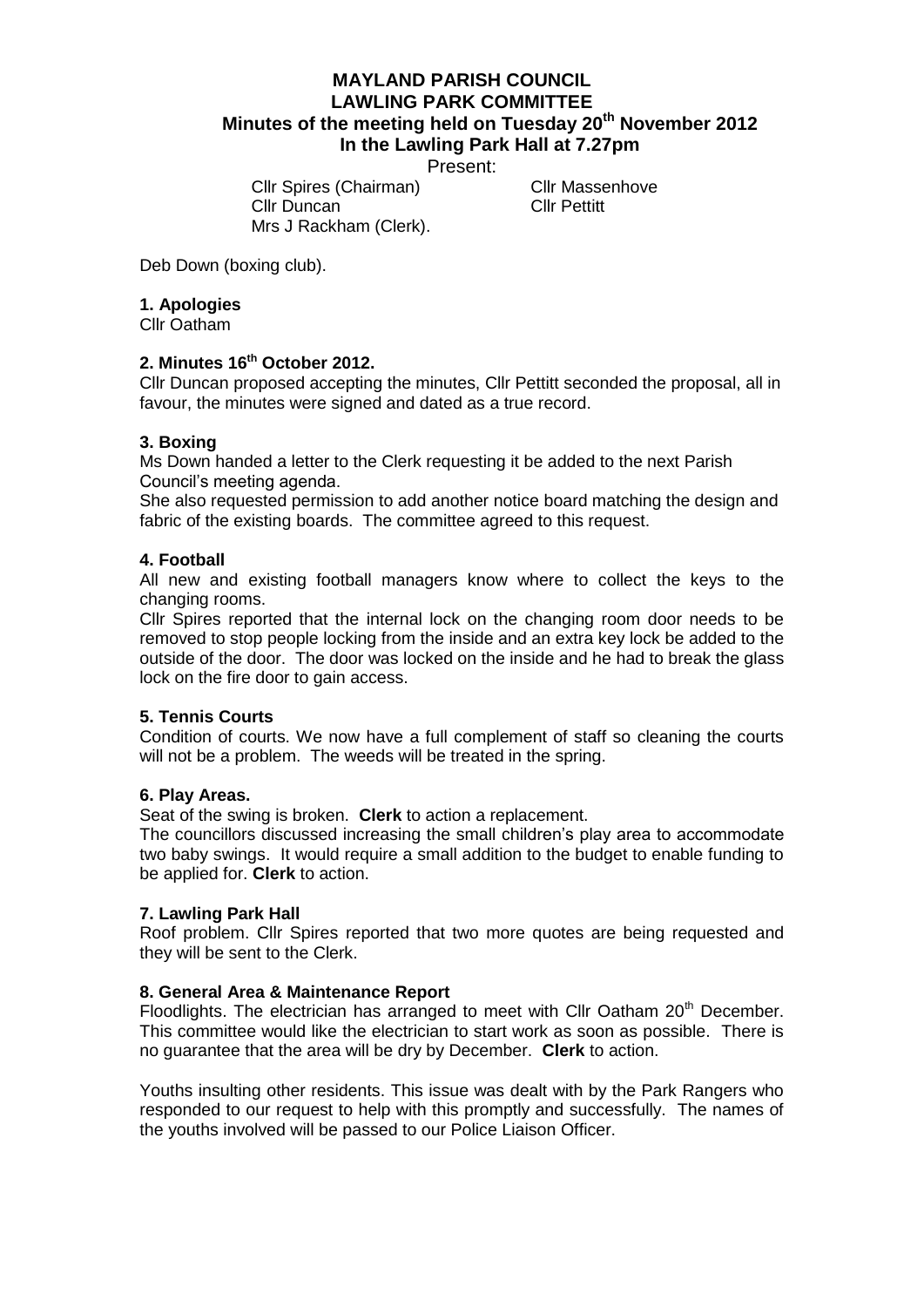# MAYLAND PARISH COUNCIL
# LAWLING PARK COMMITTEE
## Minutes of the meeting held on Tuesday 20th November 2012
## In the Lawling Park Hall at 7.27pm

Present:

Cllr Spires (Chairman)
Cllr Massenhove
Cllr Duncan
Cllr Pettitt
Mrs J Rackham (Clerk).

Deb Down (boxing club).

### 1. Apologies

Cllr Oatham

### 2. Minutes 16th October 2012.

Cllr Duncan proposed accepting the minutes, Cllr Pettitt seconded the proposal, all in favour, the minutes were signed and dated as a true record.

### 3. Boxing

Ms Down handed a letter to the Clerk requesting it be added to the next Parish Council's meeting agenda.

She also requested permission to add another notice board matching the design and fabric of the existing boards. The committee agreed to this request.

### 4. Football

All new and existing football managers know where to collect the keys to the changing rooms.

Cllr Spires reported that the internal lock on the changing room door needs to be removed to stop people locking from the inside and an extra key lock be added to the outside of the door. The door was locked on the inside and he had to break the glass lock on the fire door to gain access.

### 5. Tennis Courts

Condition of courts. We now have a full complement of staff so cleaning the courts will not be a problem. The weeds will be treated in the spring.

### 6. Play Areas.

Seat of the swing is broken. **Clerk** to action a replacement.

The councillors discussed increasing the small children's play area to accommodate two baby swings. It would require a small addition to the budget to enable funding to be applied for. **Clerk** to action.

### 7. Lawling Park Hall

Roof problem. Cllr Spires reported that two more quotes are being requested and they will be sent to the Clerk.

### 8. General Area & Maintenance Report

Floodlights. The electrician has arranged to meet with Cllr Oatham 20th December. This committee would like the electrician to start work as soon as possible. There is no guarantee that the area will be dry by December. **Clerk** to action.

Youths insulting other residents. This issue was dealt with by the Park Rangers who responded to our request to help with this promptly and successfully. The names of the youths involved will be passed to our Police Liaison Officer.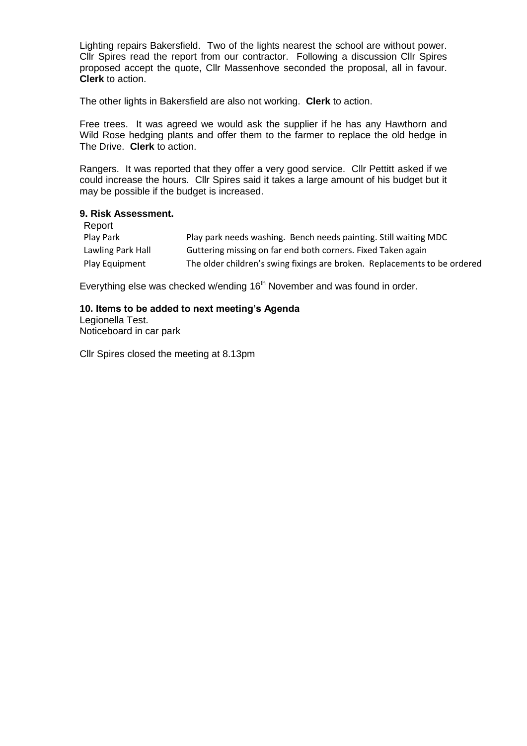Lighting repairs Bakersfield. Two of the lights nearest the school are without power. Cllr Spires read the report from our contractor. Following a discussion Cllr Spires proposed accept the quote, Cllr Massenhove seconded the proposal, all in favour. **Clerk** to action.

The other lights in Bakersfield are also not working. **Clerk** to action.

Free trees. It was agreed we would ask the supplier if he has any Hawthorn and Wild Rose hedging plants and offer them to the farmer to replace the old hedge in The Drive. **Clerk** to action.

Rangers. It was reported that they offer a very good service. Cllr Pettitt asked if we could increase the hours. Cllr Spires said it takes a large amount of his budget but it may be possible if the budget is increased.

### 9. Risk Assessment.

Report

| | |
|---|---|
| Play Park | Play park needs washing. Bench needs painting. Still waiting MDC |
| Lawling Park Hall | Guttering missing on far end both corners. Fixed Taken again |
| Play Equipment | The older children's swing fixings are broken. Replacements to be ordered |

Everything else was checked w/ending 16th November and was found in order.

### 10. Items to be added to next meeting's Agenda

Legionella Test.
Noticeboard in car park

Cllr Spires closed the meeting at 8.13pm